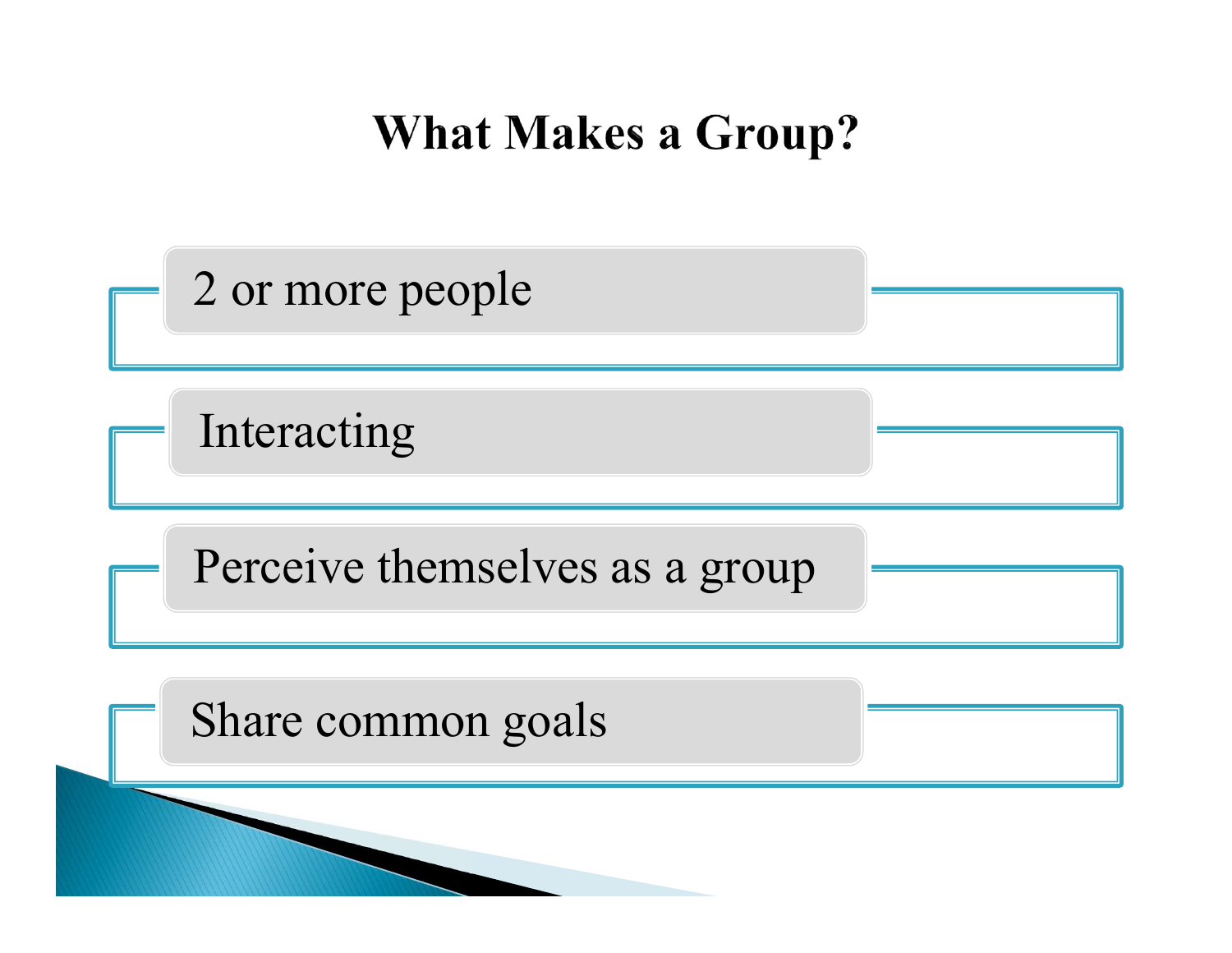# What Makes a Group?

- 2 or more people
- Interacting
- Perceive themselves as a group
- Share common goals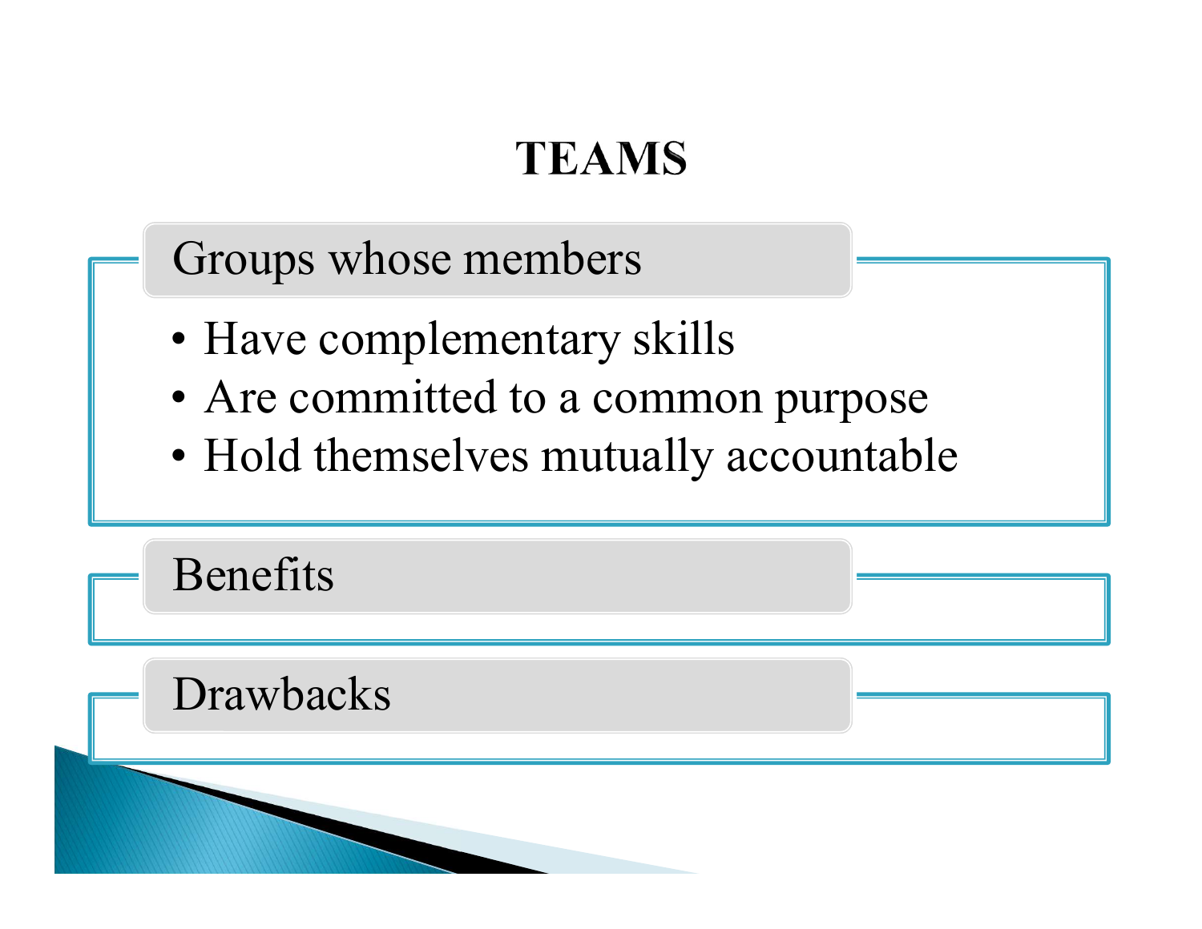# TEAMS

## Groups whose members

- Have complementary skills
- Are committed to a common purpose
- Hold themselves mutually accountable

## Benefits

## Drawbacks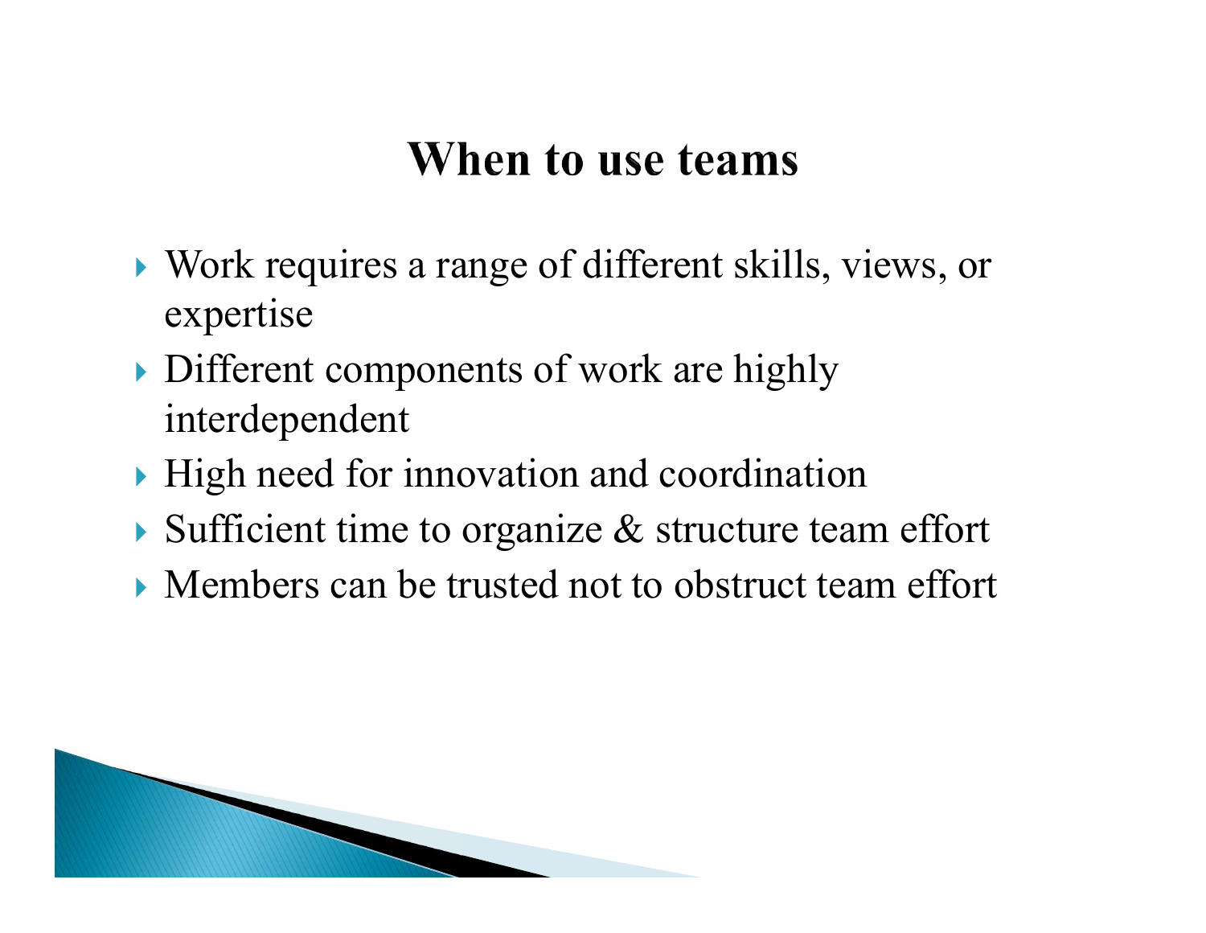# When to use teams

- Work requires a range of different skills, views, or expertise
- Different components of work are highly interdependent
- High need for innovation and coordination
- Sufficient time to organize & structure team effort
- Members can be trusted not to obstruct team effort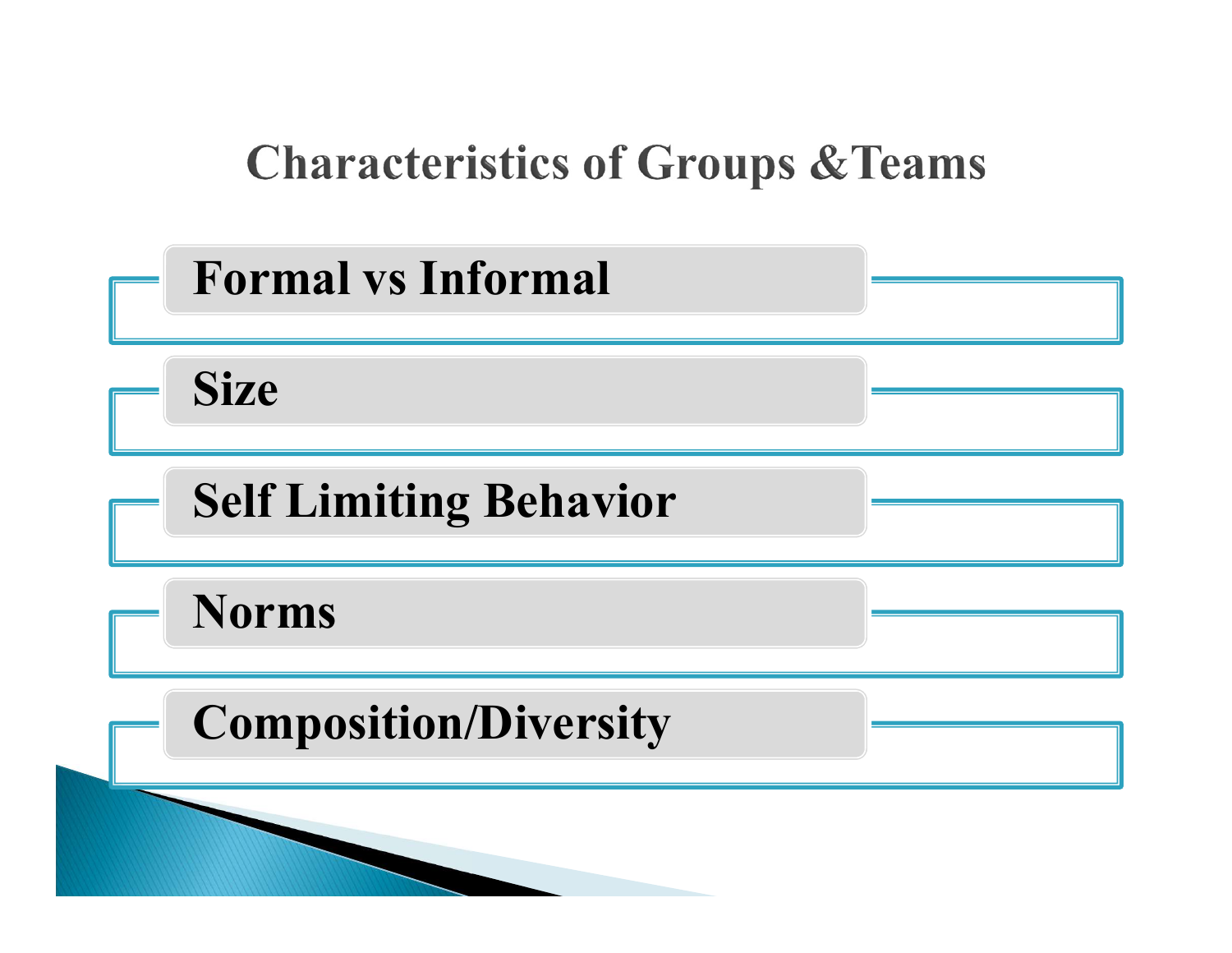# Characteristics of Groups &Teams

- **Formal vs Informal**
- **Size**
- **Self Limiting Behavior**
- **Norms**
- **Composition/Diversity**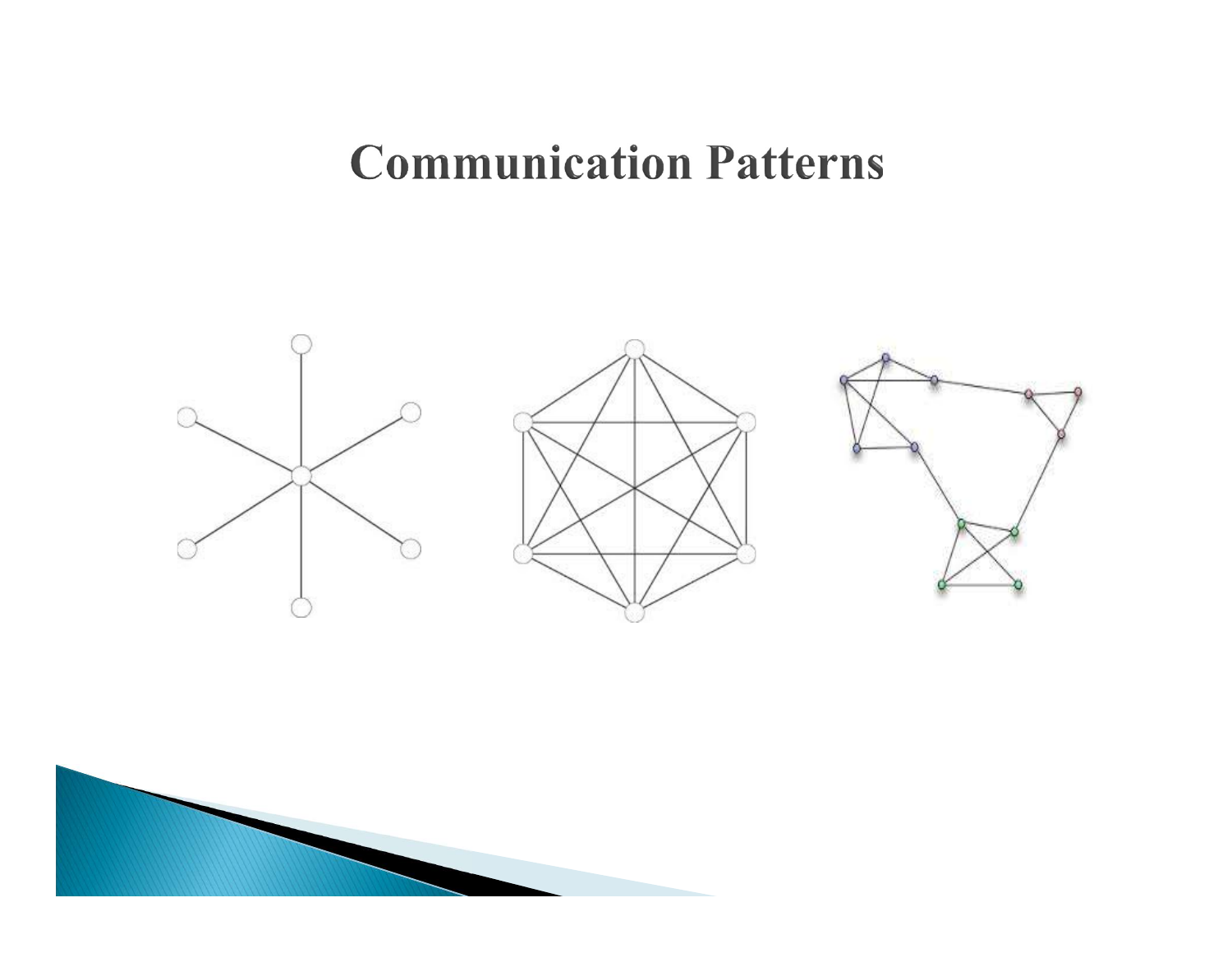# Communication Patterns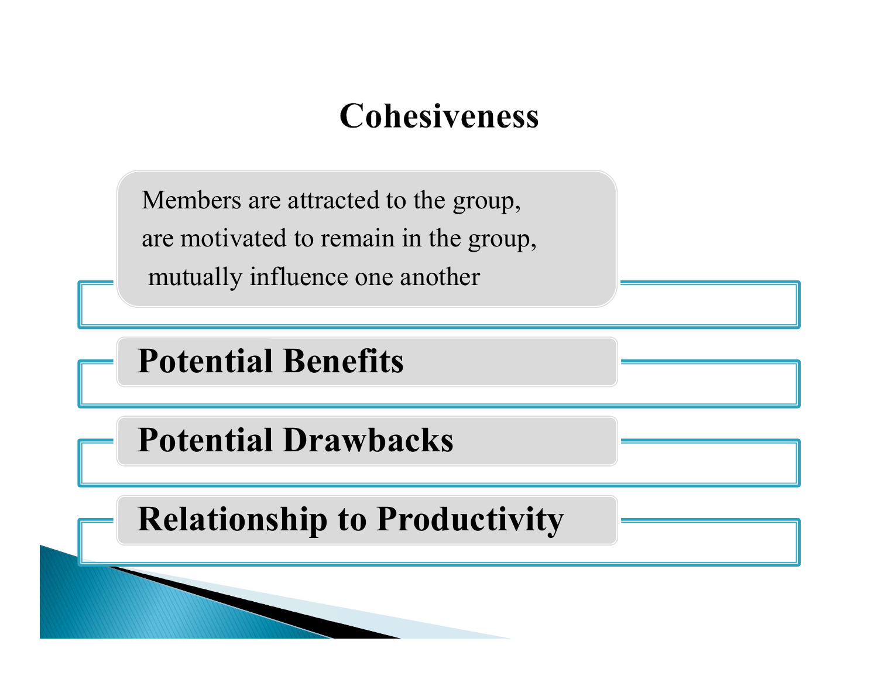# Cohesiveness

Members are attracted to the group,
are motivated to remain in the group,
mutually influence one another

**Potential Benefits**

**Potential Drawbacks**

**Relationship to Productivity**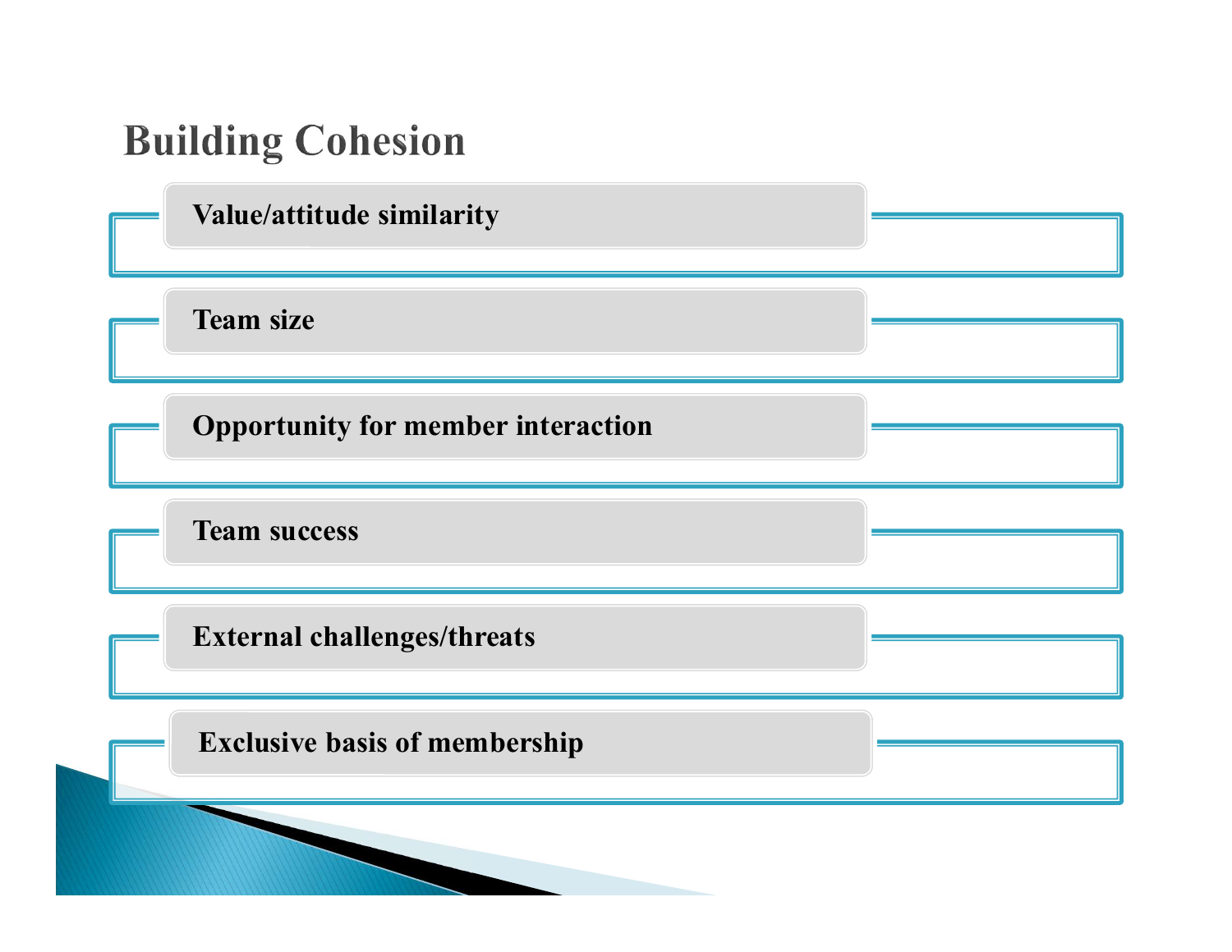# Building Cohesion

- **Value/attitude similarity**
- **Team size**
- **Opportunity for member interaction**
- **Team success**
- **External challenges/threats**
- **Exclusive basis of membership**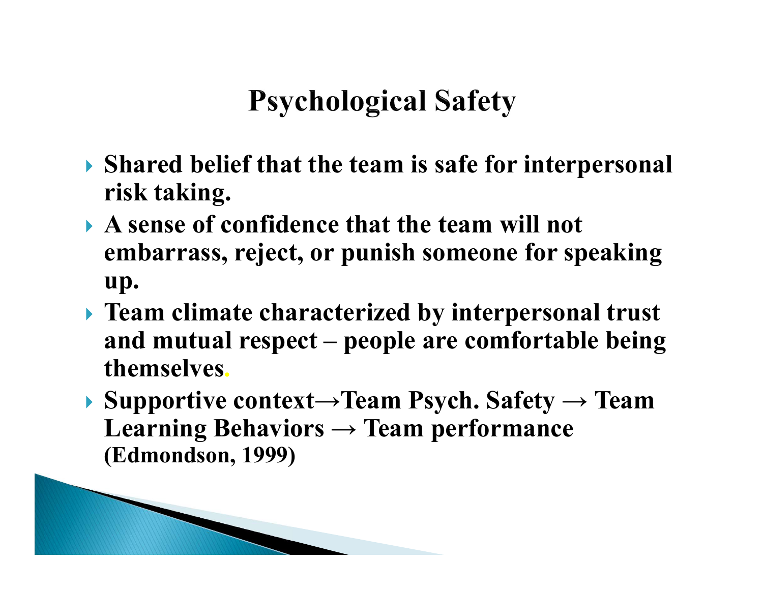# Psychological Safety

- **Shared belief that the team is safe for interpersonal risk taking.**
- **A sense of confidence that the team will not embarrass, reject, or punish someone for speaking up.**
- **Team climate characterized by interpersonal trust and mutual respect – people are comfortable being themselves.**
- **Supportive context→Team Psych. Safety → Team Learning Behaviors → Team performance (Edmondson, 1999)**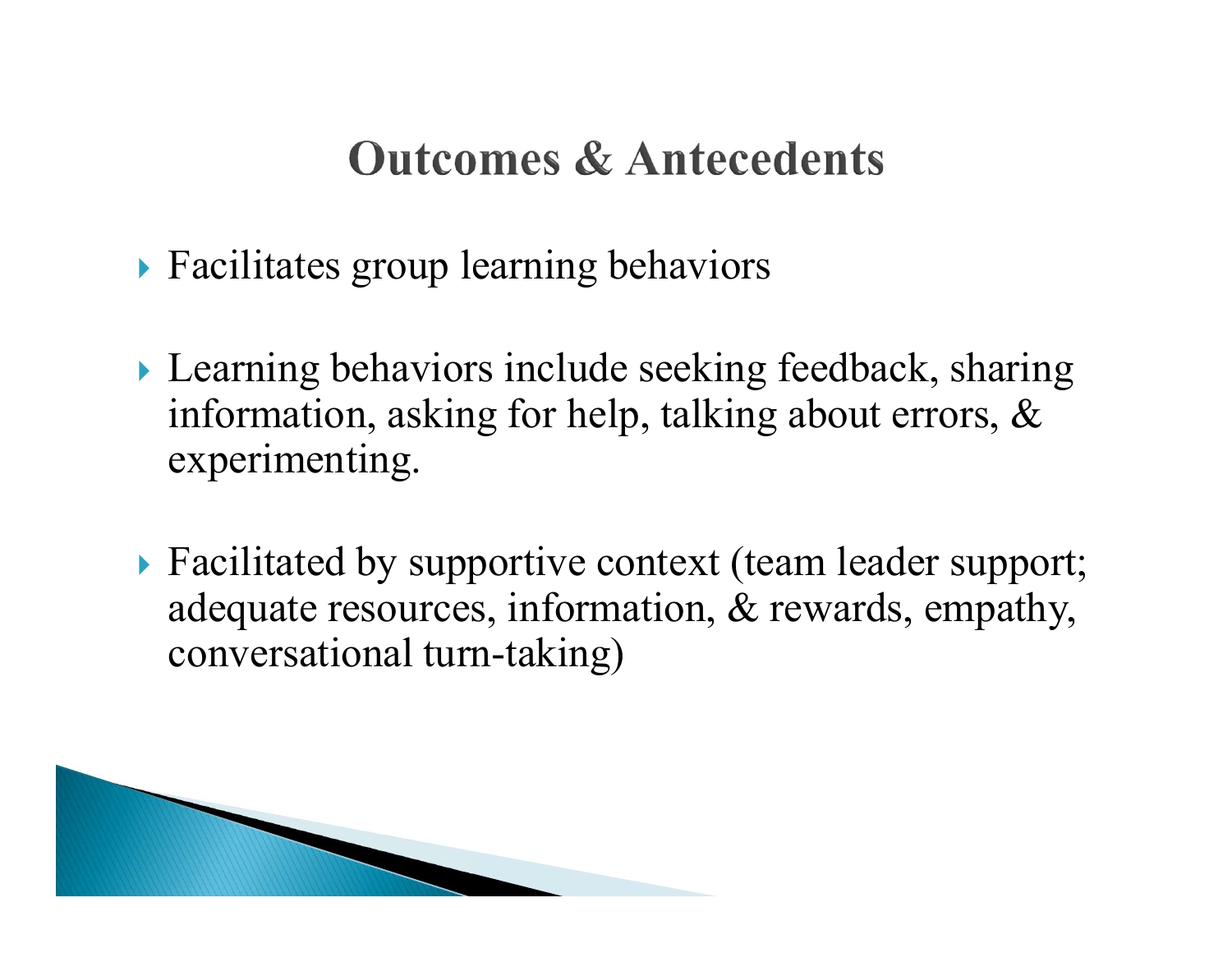# Outcomes & Antecedents

- Facilitates group learning behaviors
- Learning behaviors include seeking feedback, sharing information, asking for help, talking about errors, & experimenting.
- Facilitated by supportive context (team leader support; adequate resources, information, & rewards, empathy, conversational turn-taking)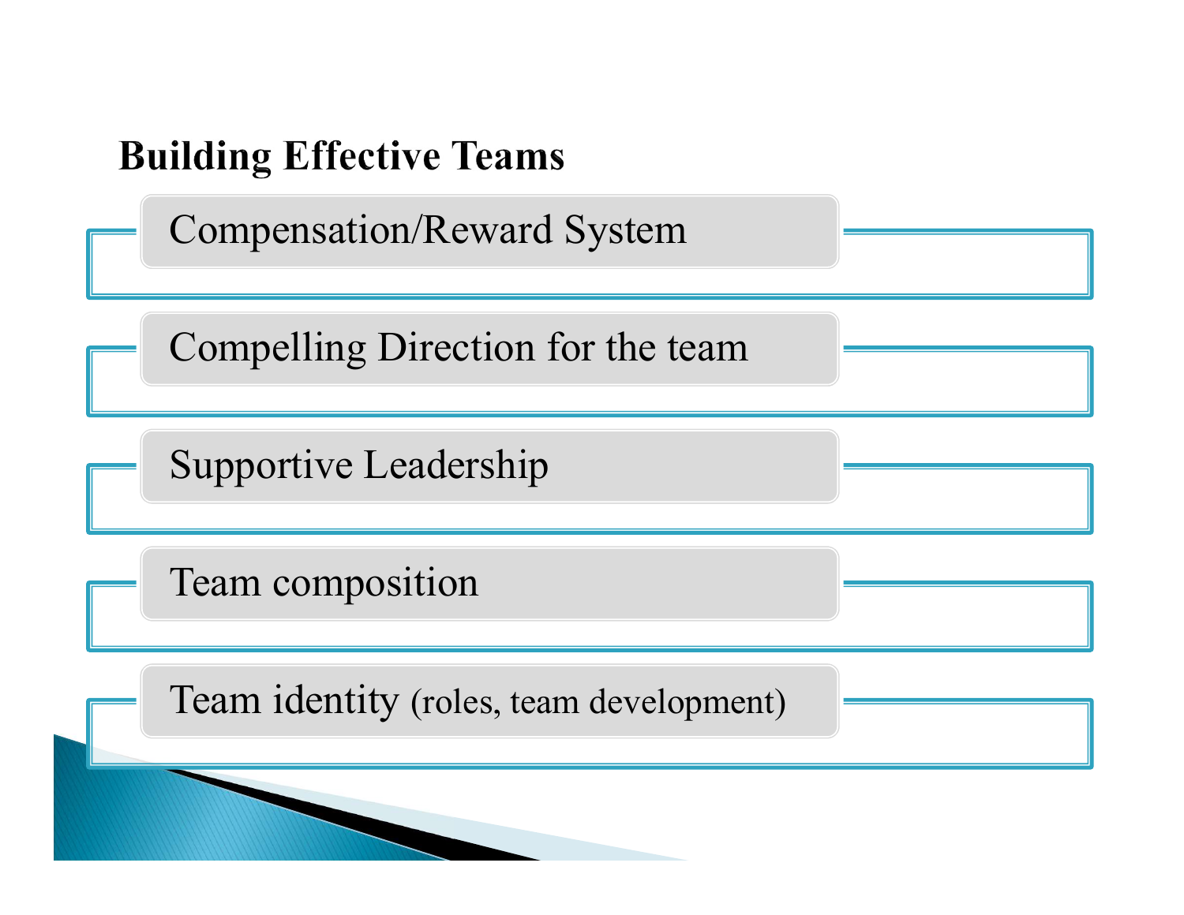## Building Effective Teams

- Compensation/Reward System
- Compelling Direction for the team
- Supportive Leadership
- Team composition
- Team identity (roles, team development)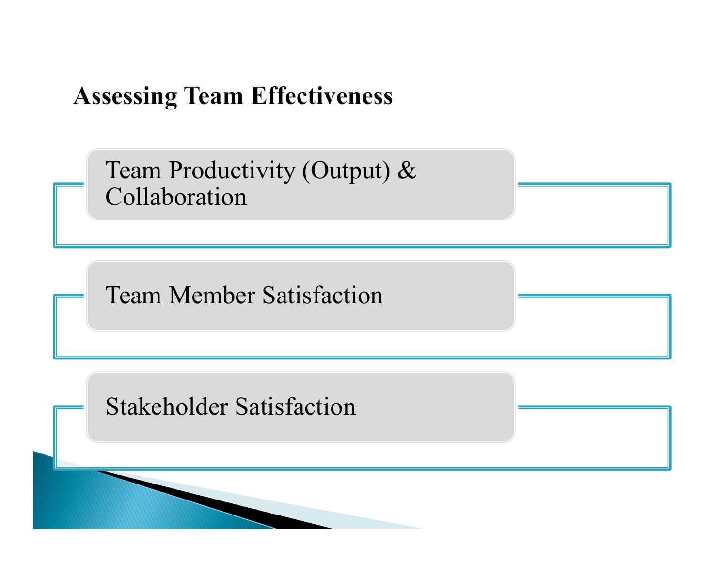## Assessing Team Effectiveness

- Team Productivity (Output) & Collaboration
- Team Member Satisfaction
- Stakeholder Satisfaction